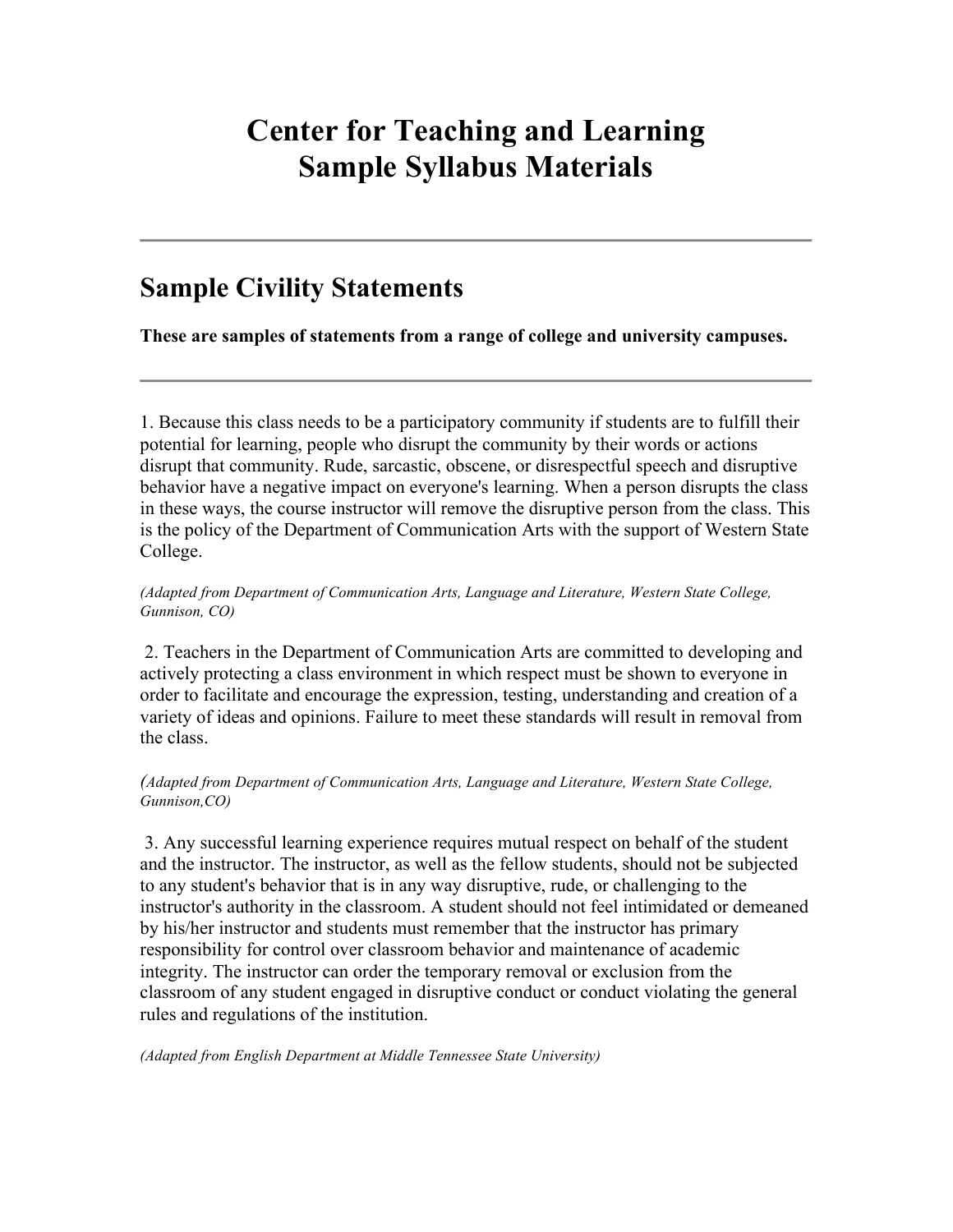# Center for Teaching and Learning
# Sample Syllabus Materials

---

## Sample Civility Statements

**These are samples of statements from a range of college and university campuses.**

---

1. Because this class needs to be a participatory community if students are to fulfill their potential for learning, people who disrupt the community by their words or actions disrupt that community. Rude, sarcastic, obscene, or disrespectful speech and disruptive behavior have a negative impact on everyone's learning. When a person disrupts the class in these ways, the course instructor will remove the disruptive person from the class. This is the policy of the Department of Communication Arts with the support of Western State College.

*(Adapted from Department of Communication Arts, Language and Literature, Western State College, Gunnison, CO)*

2. Teachers in the Department of Communication Arts are committed to developing and actively protecting a class environment in which respect must be shown to everyone in order to facilitate and encourage the expression, testing, understanding and creation of a variety of ideas and opinions. Failure to meet these standards will result in removal from the class.

*(Adapted from Department of Communication Arts, Language and Literature, Western State College, Gunnison,CO)*

3. Any successful learning experience requires mutual respect on behalf of the student and the instructor. The instructor, as well as the fellow students, should not be subjected to any student's behavior that is in any way disruptive, rude, or challenging to the instructor's authority in the classroom. A student should not feel intimidated or demeaned by his/her instructor and students must remember that the instructor has primary responsibility for control over classroom behavior and maintenance of academic integrity. The instructor can order the temporary removal or exclusion from the classroom of any student engaged in disruptive conduct or conduct violating the general rules and regulations of the institution.

*(Adapted from English Department at Middle Tennessee State University)*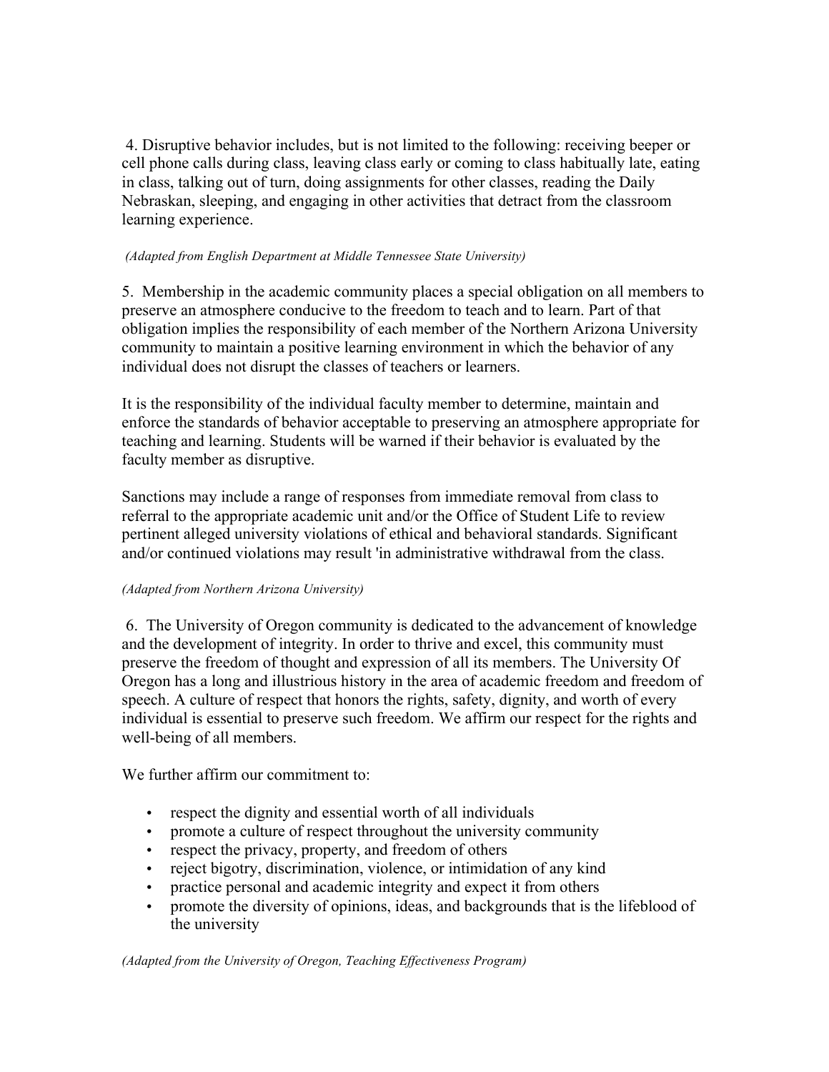4. Disruptive behavior includes, but is not limited to the following: receiving beeper or cell phone calls during class, leaving class early or coming to class habitually late, eating in class, talking out of turn, doing assignments for other classes, reading the Daily Nebraskan, sleeping, and engaging in other activities that detract from the classroom learning experience.

*(Adapted from English Department at Middle Tennessee State University)*

5. Membership in the academic community places a special obligation on all members to preserve an atmosphere conducive to the freedom to teach and to learn. Part of that obligation implies the responsibility of each member of the Northern Arizona University community to maintain a positive learning environment in which the behavior of any individual does not disrupt the classes of teachers or learners.

It is the responsibility of the individual faculty member to determine, maintain and enforce the standards of behavior acceptable to preserving an atmosphere appropriate for teaching and learning. Students will be warned if their behavior is evaluated by the faculty member as disruptive.

Sanctions may include a range of responses from immediate removal from class to referral to the appropriate academic unit and/or the Office of Student Life to review pertinent alleged university violations of ethical and behavioral standards. Significant and/or continued violations may result 'in administrative withdrawal from the class.

*(Adapted from Northern Arizona University)*

6. The University of Oregon community is dedicated to the advancement of knowledge and the development of integrity. In order to thrive and excel, this community must preserve the freedom of thought and expression of all its members. The University Of Oregon has a long and illustrious history in the area of academic freedom and freedom of speech. A culture of respect that honors the rights, safety, dignity, and worth of every individual is essential to preserve such freedom. We affirm our respect for the rights and well-being of all members.

We further affirm our commitment to:

- respect the dignity and essential worth of all individuals
- promote a culture of respect throughout the university community
- respect the privacy, property, and freedom of others
- reject bigotry, discrimination, violence, or intimidation of any kind
- practice personal and academic integrity and expect it from others
- promote the diversity of opinions, ideas, and backgrounds that is the lifeblood of the university

*(Adapted from the University of Oregon, Teaching Effectiveness Program)*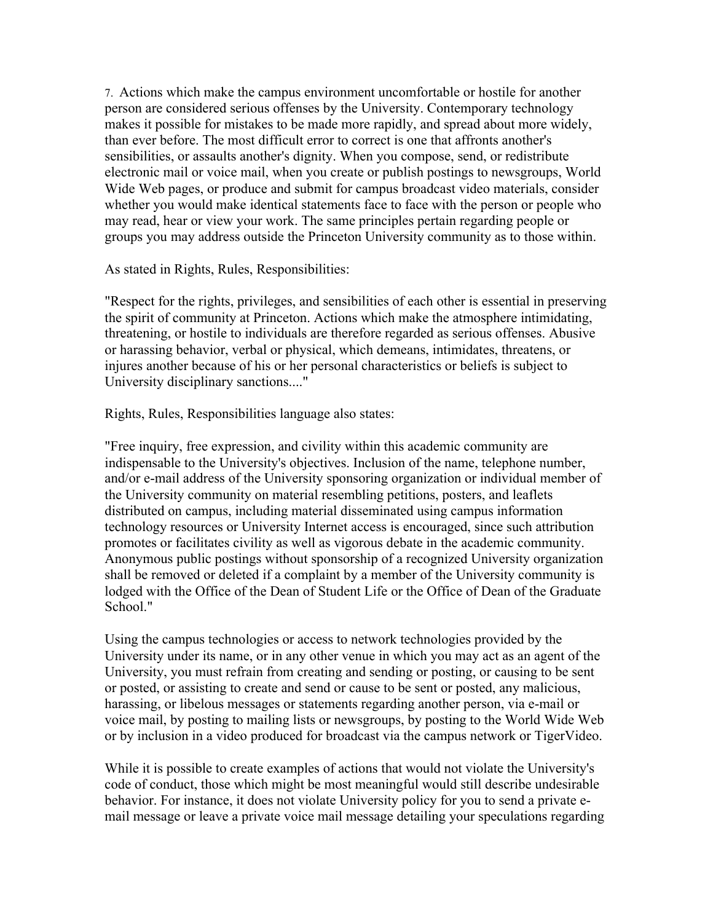7. Actions which make the campus environment uncomfortable or hostile for another person are considered serious offenses by the University. Contemporary technology makes it possible for mistakes to be made more rapidly, and spread about more widely, than ever before. The most difficult error to correct is one that affronts another's sensibilities, or assaults another's dignity. When you compose, send, or redistribute electronic mail or voice mail, when you create or publish postings to newsgroups, World Wide Web pages, or produce and submit for campus broadcast video materials, consider whether you would make identical statements face to face with the person or people who may read, hear or view your work. The same principles pertain regarding people or groups you may address outside the Princeton University community as to those within.

As stated in Rights, Rules, Responsibilities:

"Respect for the rights, privileges, and sensibilities of each other is essential in preserving the spirit of community at Princeton. Actions which make the atmosphere intimidating, threatening, or hostile to individuals are therefore regarded as serious offenses. Abusive or harassing behavior, verbal or physical, which demeans, intimidates, threatens, or injures another because of his or her personal characteristics or beliefs is subject to University disciplinary sanctions...."

Rights, Rules, Responsibilities language also states:

"Free inquiry, free expression, and civility within this academic community are indispensable to the University's objectives. Inclusion of the name, telephone number, and/or e-mail address of the University sponsoring organization or individual member of the University community on material resembling petitions, posters, and leaflets distributed on campus, including material disseminated using campus information technology resources or University Internet access is encouraged, since such attribution promotes or facilitates civility as well as vigorous debate in the academic community. Anonymous public postings without sponsorship of a recognized University organization shall be removed or deleted if a complaint by a member of the University community is lodged with the Office of the Dean of Student Life or the Office of Dean of the Graduate School."

Using the campus technologies or access to network technologies provided by the University under its name, or in any other venue in which you may act as an agent of the University, you must refrain from creating and sending or posting, or causing to be sent or posted, or assisting to create and send or cause to be sent or posted, any malicious, harassing, or libelous messages or statements regarding another person, via e-mail or voice mail, by posting to mailing lists or newsgroups, by posting to the World Wide Web or by inclusion in a video produced for broadcast via the campus network or TigerVideo.

While it is possible to create examples of actions that would not violate the University's code of conduct, those which might be most meaningful would still describe undesirable behavior. For instance, it does not violate University policy for you to send a private e-mail message or leave a private voice mail message detailing your speculations regarding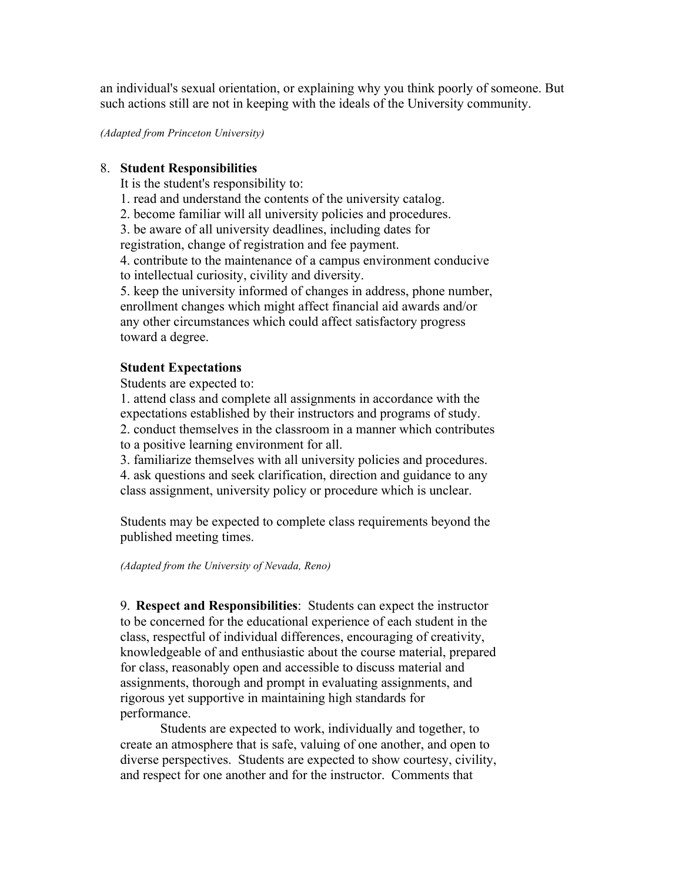an individual's sexual orientation, or explaining why you think poorly of someone. But such actions still are not in keeping with the ideals of the University community.

*(Adapted from Princeton University)*

8. **Student Responsibilities**

   It is the student's responsibility to:

   1. read and understand the contents of the university catalog.
   2. become familiar will all university policies and procedures.
   3. be aware of all university deadlines, including dates for registration, change of registration and fee payment.
   4. contribute to the maintenance of a campus environment conducive to intellectual curiosity, civility and diversity.
   5. keep the university informed of changes in address, phone number, enrollment changes which might affect financial aid awards and/or any other circumstances which could affect satisfactory progress toward a degree.

   **Student Expectations**

   Students are expected to:

   1. attend class and complete all assignments in accordance with the expectations established by their instructors and programs of study.
   2. conduct themselves in the classroom in a manner which contributes to a positive learning environment for all.
   3. familiarize themselves with all university policies and procedures.
   4. ask questions and seek clarification, direction and guidance to any class assignment, university policy or procedure which is unclear.

   Students may be expected to complete class requirements beyond the published meeting times.

   *(Adapted from the University of Nevada, Reno)*

9. **Respect and Responsibilities**: Students can expect the instructor to be concerned for the educational experience of each student in the class, respectful of individual differences, encouraging of creativity, knowledgeable of and enthusiastic about the course material, prepared for class, reasonably open and accessible to discuss material and assignments, thorough and prompt in evaluating assignments, and rigorous yet supportive in maintaining high standards for performance.

   Students are expected to work, individually and together, to create an atmosphere that is safe, valuing of one another, and open to diverse perspectives. Students are expected to show courtesy, civility, and respect for one another and for the instructor. Comments that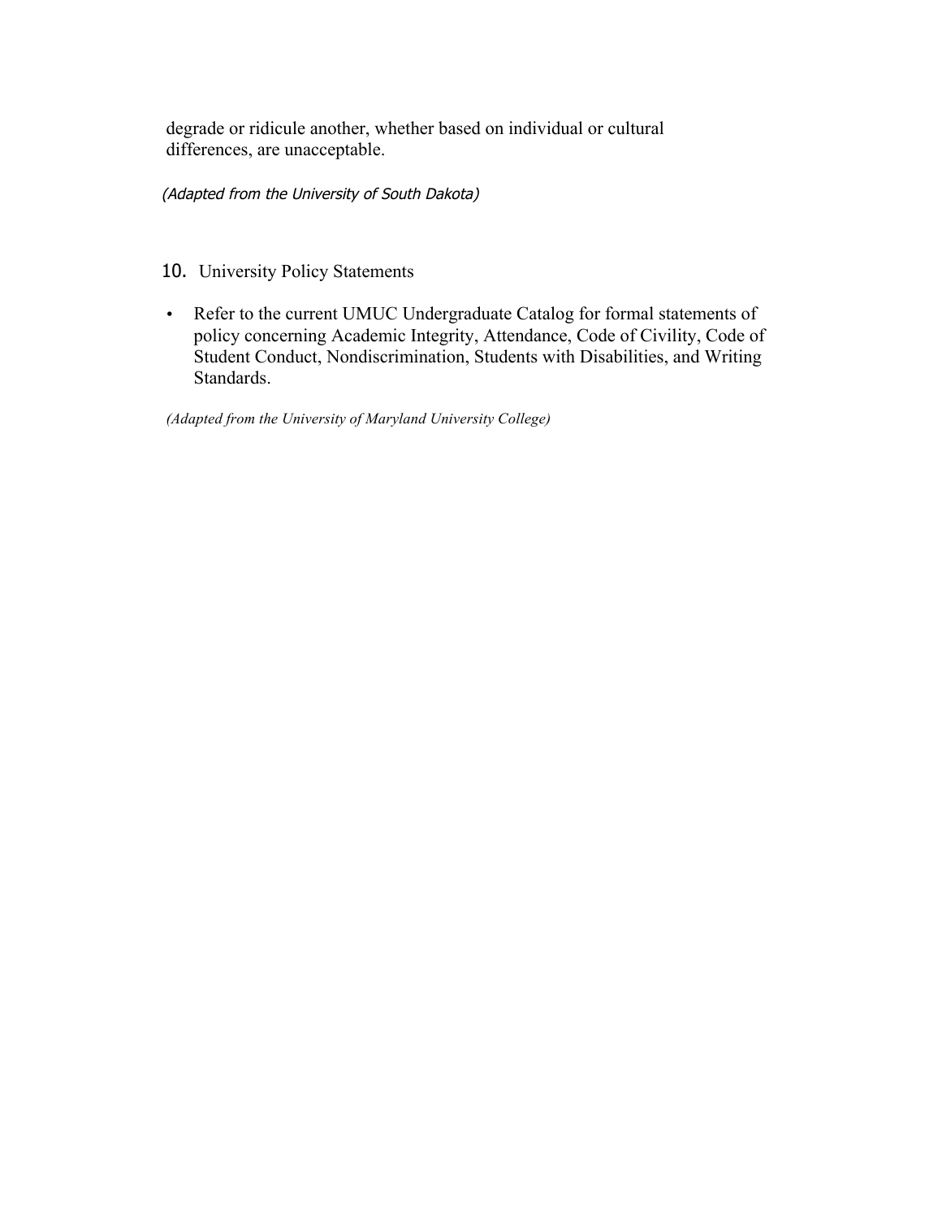degrade or ridicule another, whether based on individual or cultural differences, are unacceptable.

*(Adapted from the University of South Dakota)*

## 10. University Policy Statements

- Refer to the current UMUC Undergraduate Catalog for formal statements of policy concerning Academic Integrity, Attendance, Code of Civility, Code of Student Conduct, Nondiscrimination, Students with Disabilities, and Writing Standards.

*(Adapted from the University of Maryland University College)*